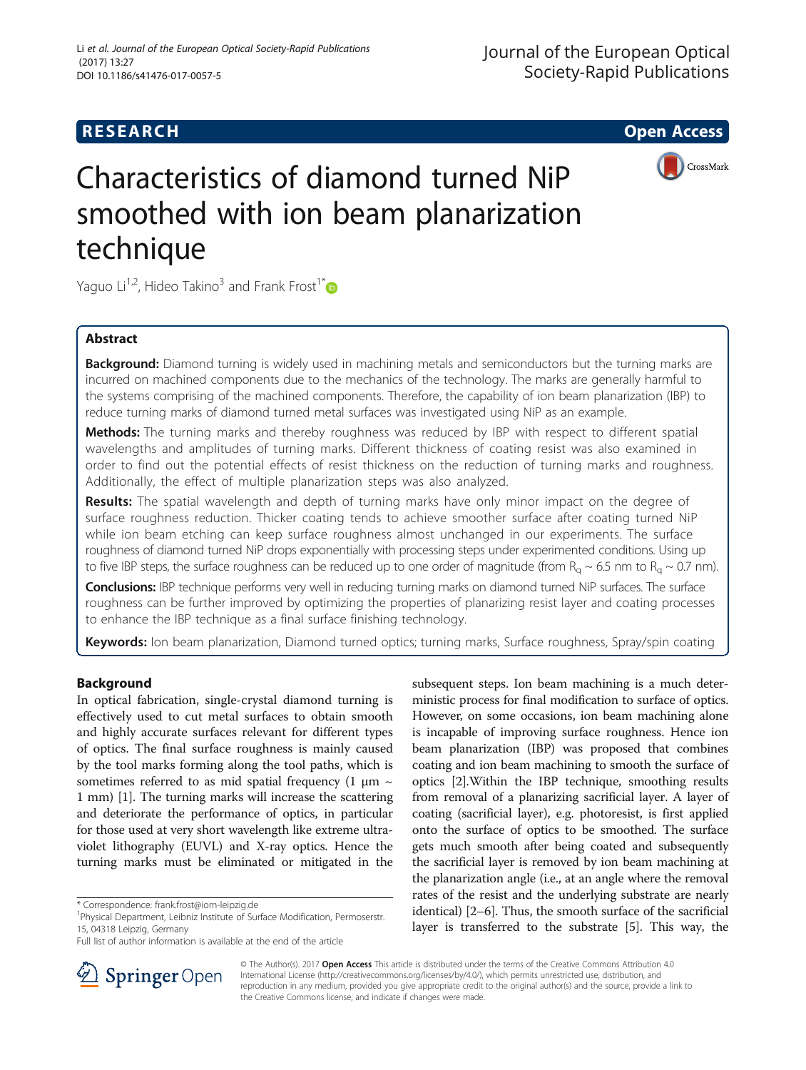**RESEARCH** **Open Access**

# Characteristics of diamond turned NiP smoothed with ion beam planarization technique

Yaguo Li[1,2], Hideo Takino[3] and Frank Frost[1*]

## Abstract

**Background:** Diamond turning is widely used in machining metals and semiconductors but the turning marks are incurred on machined components due to the mechanics of the technology. The marks are generally harmful to the systems comprising of the machined components. Therefore, the capability of ion beam planarization (IBP) to reduce turning marks of diamond turned metal surfaces was investigated using NiP as an example.

**Methods:** The turning marks and thereby roughness was reduced by IBP with respect to different spatial wavelengths and amplitudes of turning marks. Different thickness of coating resist was also examined in order to find out the potential effects of resist thickness on the reduction of turning marks and roughness. Additionally, the effect of multiple planarization steps was also analyzed.

**Results:** The spatial wavelength and depth of turning marks have only minor impact on the degree of surface roughness reduction. Thicker coating tends to achieve smoother surface after coating turned NiP while ion beam etching can keep surface roughness almost unchanged in our experiments. The surface roughness of diamond turned NiP drops exponentially with processing steps under experimented conditions. Using up to five IBP steps, the surface roughness can be reduced up to one order of magnitude (from $R_q$ ~ 6.5 nm to $R_q$ ~ 0.7 nm).

**Conclusions:** IBP technique performs very well in reducing turning marks on diamond turned NiP surfaces. The surface roughness can be further improved by optimizing the properties of planarizing resist layer and coating processes to enhance the IBP technique as a final surface finishing technology.

**Keywords:** Ion beam planarization, Diamond turned optics; turning marks, Surface roughness, Spray/spin coating

## Background

In optical fabrication, single-crystal diamond turning is effectively used to cut metal surfaces to obtain smooth and highly accurate surfaces relevant for different types of optics. The final surface roughness is mainly caused by the tool marks forming along the tool paths, which is sometimes referred to as mid spatial frequency (1 μm ~ 1 mm) [1]. The turning marks will increase the scattering and deteriorate the performance of optics, in particular for those used at very short wavelength like extreme ultraviolet lithography (EUVL) and X-ray optics. Hence the turning marks must be eliminated or mitigated in the subsequent steps. Ion beam machining is a much deterministic process for final modification to surface of optics. However, on some occasions, ion beam machining alone is incapable of improving surface roughness. Hence ion beam planarization (IBP) was proposed that combines coating and ion beam machining to smooth the surface of optics [2].Within the IBP technique, smoothing results from removal of a planarizing sacrificial layer. A layer of coating (sacrificial layer), e.g. photoresist, is first applied onto the surface of optics to be smoothed. The surface gets much smooth after being coated and subsequently the sacrificial layer is removed by ion beam machining at the planarization angle (i.e., at an angle where the removal rates of the resist and the underlying substrate are nearly identical) [2–6]. Thus, the smooth surface of the sacrificial layer is transferred to the substrate [5]. This way, the

\* Correspondence: frank.frost@iom-leipzig.de
[1]Physical Department, Leibniz Institute of Surface Modification, Permoserstr. 15, 04318 Leipzig, Germany
Full list of author information is available at the end of the article

© The Author(s). 2017 **Open Access** This article is distributed under the terms of the Creative Commons Attribution 4.0 International License (http://creativecommons.org/licenses/by/4.0/), which permits unrestricted use, distribution, and reproduction in any medium, provided you give appropriate credit to the original author(s) and the source, provide a link to the Creative Commons license, and indicate if changes were made.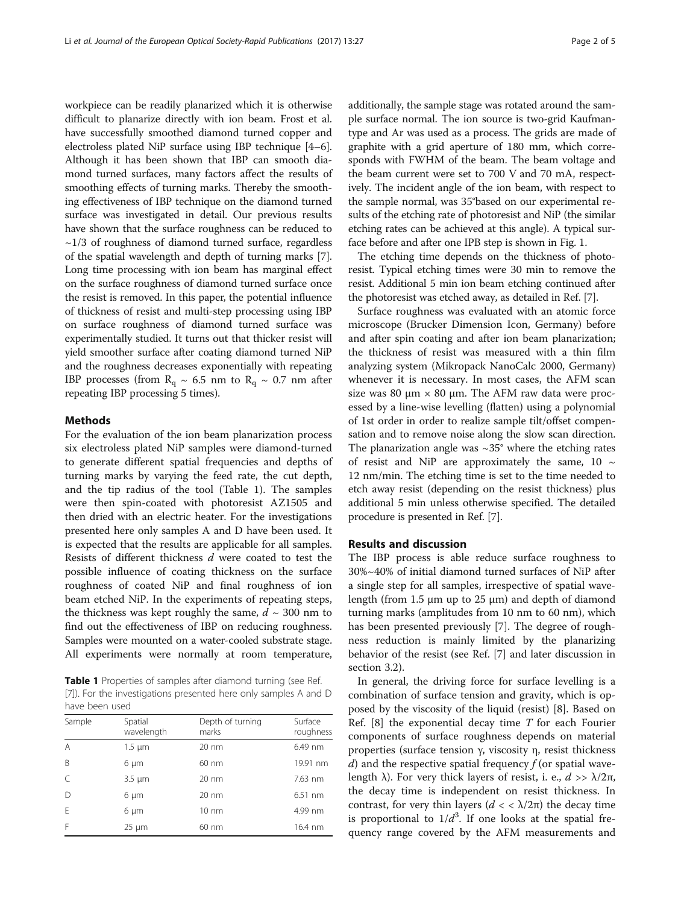workpiece can be readily planarized which it is otherwise difficult to planarize directly with ion beam. Frost et al. have successfully smoothed diamond turned copper and electroless plated NiP surface using IBP technique [4–6]. Although it has been shown that IBP can smooth diamond turned surfaces, many factors affect the results of smoothing effects of turning marks. Thereby the smoothing effectiveness of IBP technique on the diamond turned surface was investigated in detail. Our previous results have shown that the surface roughness can be reduced to ~1/3 of roughness of diamond turned surface, regardless of the spatial wavelength and depth of turning marks [7]. Long time processing with ion beam has marginal effect on the surface roughness of diamond turned surface once the resist is removed. In this paper, the potential influence of thickness of resist and multi-step processing using IBP on surface roughness of diamond turned surface was experimentally studied. It turns out that thicker resist will yield smoother surface after coating diamond turned NiP and the roughness decreases exponentially with repeating IBP processes (from $R_q$ ~ 6.5 nm to $R_q$ ~ 0.7 nm after repeating IBP processing 5 times).

## Methods

For the evaluation of the ion beam planarization process six electroless plated NiP samples were diamond-turned to generate different spatial frequencies and depths of turning marks by varying the feed rate, the cut depth, and the tip radius of the tool (Table 1). The samples were then spin-coated with photoresist AZ1505 and then dried with an electric heater. For the investigations presented here only samples A and D have been used. It is expected that the results are applicable for all samples. Resists of different thickness $d$ were coated to test the possible influence of coating thickness on the surface roughness of coated NiP and final roughness of ion beam etched NiP. In the experiments of repeating steps, the thickness was kept roughly the same, $d$ ~ 300 nm to find out the effectiveness of IBP on reducing roughness. Samples were mounted on a water-cooled substrate stage. All experiments were normally at room temperature, additionally, the sample stage was rotated around the sample surface normal. The ion source is two-grid Kaufman-type and Ar was used as a process. The grids are made of graphite with a grid aperture of 180 mm, which corresponds with FWHM of the beam. The beam voltage and the beam current were set to 700 V and 70 mA, respectively. The incident angle of the ion beam, with respect to the sample normal, was 35°based on our experimental results of the etching rate of photoresist and NiP (the similar etching rates can be achieved at this angle). A typical surface before and after one IPB step is shown in Fig. 1.

**Table 1** Properties of samples after diamond turning (see Ref. [7]). For the investigations presented here only samples A and D have been used

| Sample | Spatial wavelength | Depth of turning marks | Surface roughness |
|---|---|---|---|
| A | 1.5 μm | 20 nm | 6.49 nm |
| B | 6 μm | 60 nm | 19.91 nm |
| C | 3.5 μm | 20 nm | 7.63 nm |
| D | 6 μm | 20 nm | 6.51 nm |
| E | 6 μm | 10 nm | 4.99 nm |
| F | 25 μm | 60 nm | 16.4 nm |

The etching time depends on the thickness of photoresist. Typical etching times were 30 min to remove the resist. Additional 5 min ion beam etching continued after the photoresist was etched away, as detailed in Ref. [7].

Surface roughness was evaluated with an atomic force microscope (Brucker Dimension Icon, Germany) before and after spin coating and after ion beam planarization; the thickness of resist was measured with a thin film analyzing system (Mikropack NanoCalc 2000, Germany) whenever it is necessary. In most cases, the AFM scan size was 80 μm × 80 μm. The AFM raw data were processed by a line-wise levelling (flatten) using a polynomial of 1st order in order to realize sample tilt/offset compensation and to remove noise along the slow scan direction. The planarization angle was ~35° where the etching rates of resist and NiP are approximately the same, 10 ~ 12 nm/min. The etching time is set to the time needed to etch away resist (depending on the resist thickness) plus additional 5 min unless otherwise specified. The detailed procedure is presented in Ref. [7].

## Results and discussion

The IBP process is able reduce surface roughness to 30%~40% of initial diamond turned surfaces of NiP after a single step for all samples, irrespective of spatial wavelength (from 1.5 μm up to 25 μm) and depth of diamond turning marks (amplitudes from 10 nm to 60 nm), which has been presented previously [7]. The degree of roughness reduction is mainly limited by the planarizing behavior of the resist (see Ref. [7] and later discussion in section 3.2).

In general, the driving force for surface levelling is a combination of surface tension and gravity, which is opposed by the viscosity of the liquid (resist) [8]. Based on Ref. [8] the exponential decay time $T$ for each Fourier components of surface roughness depends on material properties (surface tension γ, viscosity η, resist thickness $d$) and the respective spatial frequency $f$ (or spatial wavelength λ). For very thick layers of resist, i. e., $d >> \lambda/2\pi$, the decay time is independent on resist thickness. In contrast, for very thin layers ($d << \lambda/2\pi$) the decay time is proportional to $1/d^3$. If one looks at the spatial frequency range covered by the AFM measurements and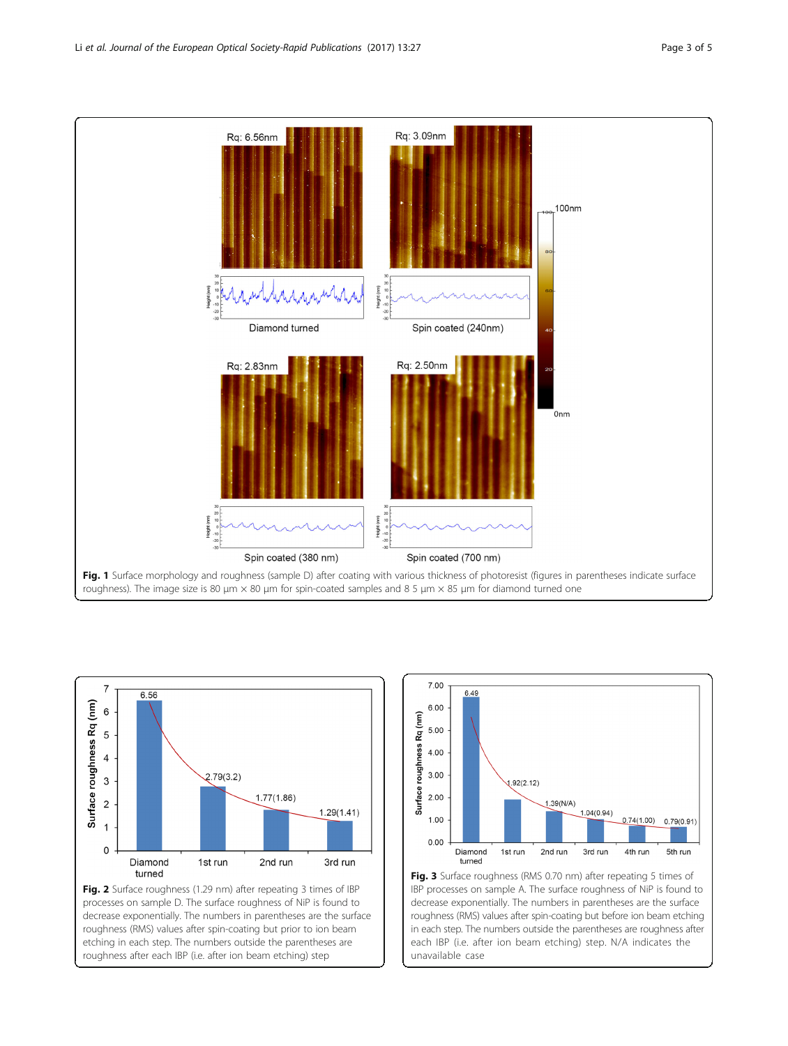**Fig. 1** Surface morphology and roughness (sample D) after coating with various thickness of photoresist (figures in parentheses indicate surface roughness). The image size is 80 μm × 80 μm for spin-coated samples and 8 5 μm × 85 μm for diamond turned one

**Fig. 2** Surface roughness (1.29 nm) after repeating 3 times of IBP processes on sample D. The surface roughness of NiP is found to decrease exponentially. The numbers in parentheses are the surface roughness (RMS) values after spin-coating but prior to ion beam etching in each step. The numbers outside the parentheses are roughness after each IBP (i.e. after ion beam etching) step

**Fig. 3** Surface roughness (RMS 0.70 nm) after repeating 5 times of IBP processes on sample A. The surface roughness of NiP is found to decrease exponentially. The numbers in parentheses are the surface roughness (RMS) values after spin-coating but before ion beam etching in each step. The numbers outside the parentheses are roughness after each IBP (i.e. after ion beam etching) step. N/A indicates the unavailable case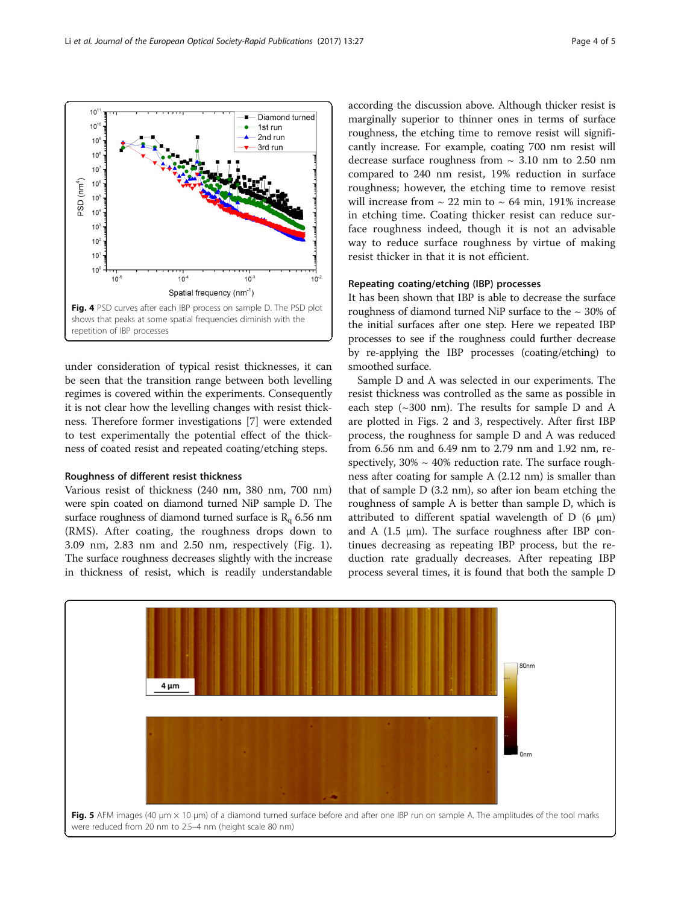Fig. 4 PSD curves after each IBP process on sample D. The PSD plot shows that peaks at some spatial frequencies diminish with the repetition of IBP processes

under consideration of typical resist thicknesses, it can be seen that the transition range between both levelling regimes is covered within the experiments. Consequently it is not clear how the levelling changes with resist thickness. Therefore former investigations [7] were extended to test experimentally the potential effect of the thickness of coated resist and repeated coating/etching steps.

### Roughness of different resist thickness

Various resist of thickness (240 nm, 380 nm, 700 nm) were spin coated on diamond turned NiP sample D. The surface roughness of diamond turned surface is $R_q$ 6.56 nm (RMS). After coating, the roughness drops down to 3.09 nm, 2.83 nm and 2.50 nm, respectively (Fig. 1). The surface roughness decreases slightly with the increase in thickness of resist, which is readily understandable according the discussion above. Although thicker resist is marginally superior to thinner ones in terms of surface roughness, the etching time to remove resist will significantly increase. For example, coating 700 nm resist will decrease surface roughness from ~ 3.10 nm to 2.50 nm compared to 240 nm resist, 19% reduction in surface roughness; however, the etching time to remove resist will increase from ~ 22 min to ~ 64 min, 191% increase in etching time. Coating thicker resist can reduce surface roughness indeed, though it is not an advisable way to reduce surface roughness by virtue of making resist thicker in that it is not efficient.

### Repeating coating/etching (IBP) processes

It has been shown that IBP is able to decrease the surface roughness of diamond turned NiP surface to the ~ 30% of the initial surfaces after one step. Here we repeated IBP processes to see if the roughness could further decrease by re-applying the IBP processes (coating/etching) to smoothed surface.

Sample D and A was selected in our experiments. The resist thickness was controlled as the same as possible in each step (~300 nm). The results for sample D and A are plotted in Figs. 2 and 3, respectively. After first IBP process, the roughness for sample D and A was reduced from 6.56 nm and 6.49 nm to 2.79 nm and 1.92 nm, respectively, 30% ~ 40% reduction rate. The surface roughness after coating for sample A (2.12 nm) is smaller than that of sample D (3.2 nm), so after ion beam etching the roughness of sample A is better than sample D, which is attributed to different spatial wavelength of D (6 μm) and A (1.5 μm). The surface roughness after IBP continues decreasing as repeating IBP process, but the reduction rate gradually decreases. After repeating IBP process several times, it is found that both the sample D

Fig. 5 AFM images (40 μm × 10 μm) of a diamond turned surface before and after one IBP run on sample A. The amplitudes of the tool marks were reduced from 20 nm to 2.5–4 nm (height scale 80 nm)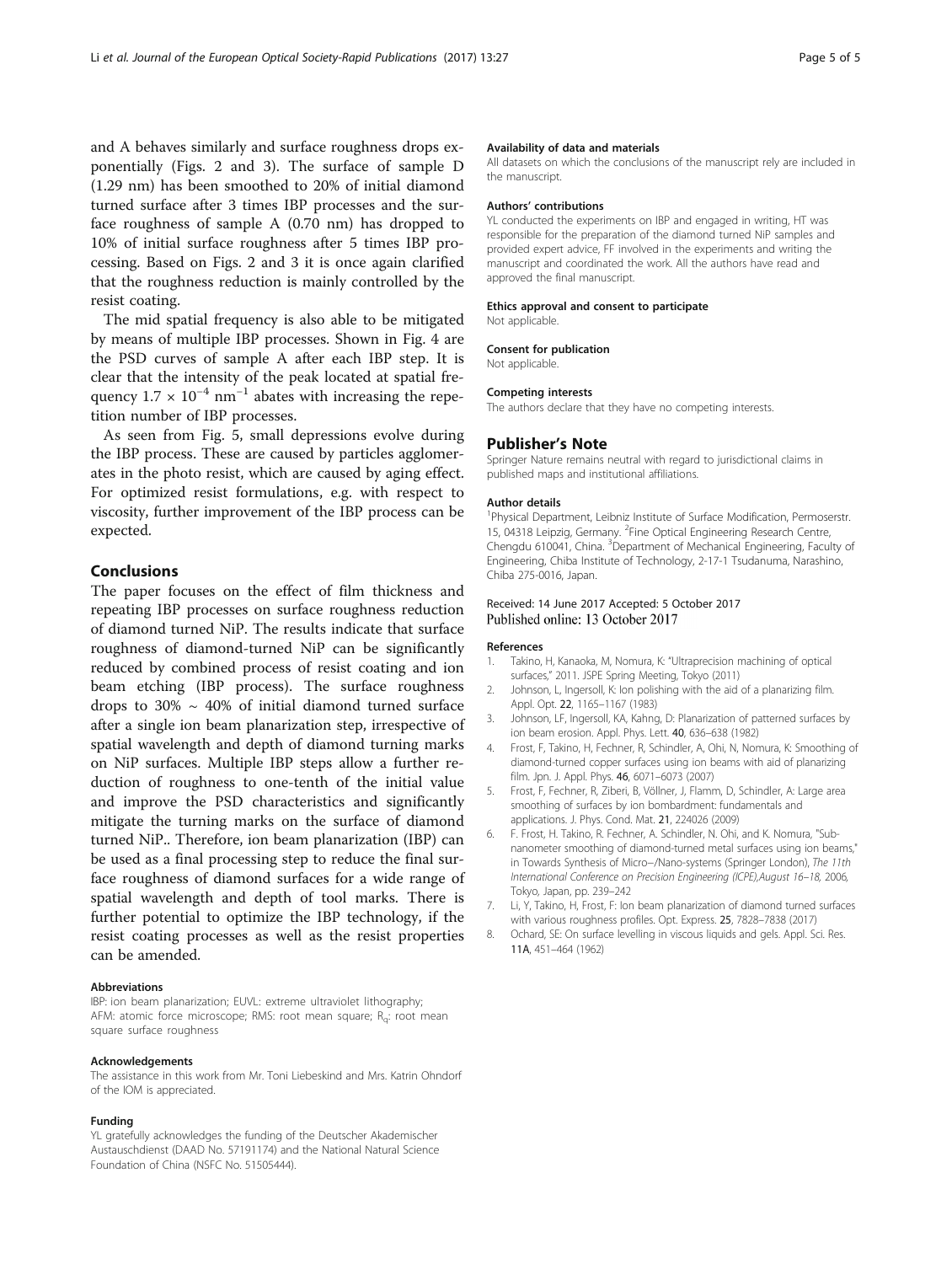and A behaves similarly and surface roughness drops exponentially (Figs. 2 and 3). The surface of sample D (1.29 nm) has been smoothed to 20% of initial diamond turned surface after 3 times IBP processes and the surface roughness of sample A (0.70 nm) has dropped to 10% of initial surface roughness after 5 times IBP processing. Based on Figs. 2 and 3 it is once again clarified that the roughness reduction is mainly controlled by the resist coating.

The mid spatial frequency is also able to be mitigated by means of multiple IBP processes. Shown in Fig. 4 are the PSD curves of sample A after each IBP step. It is clear that the intensity of the peak located at spatial frequency $1.7 \times 10^{-4}$ nm$^{-1}$ abates with increasing the repetition number of IBP processes.

As seen from Fig. 5, small depressions evolve during the IBP process. These are caused by particles agglomerates in the photo resist, which are caused by aging effect. For optimized resist formulations, e.g. with respect to viscosity, further improvement of the IBP process can be expected.

## Conclusions

The paper focuses on the effect of film thickness and repeating IBP processes on surface roughness reduction of diamond turned NiP. The results indicate that surface roughness of diamond-turned NiP can be significantly reduced by combined process of resist coating and ion beam etching (IBP process). The surface roughness drops to 30% ~ 40% of initial diamond turned surface after a single ion beam planarization step, irrespective of spatial wavelength and depth of diamond turning marks on NiP surfaces. Multiple IBP steps allow a further reduction of roughness to one-tenth of the initial value and improve the PSD characteristics and significantly mitigate the turning marks on the surface of diamond turned NiP.. Therefore, ion beam planarization (IBP) can be used as a final processing step to reduce the final surface roughness of diamond surfaces for a wide range of spatial wavelength and depth of tool marks. There is further potential to optimize the IBP technology, if the resist coating processes as well as the resist properties can be amended.

#### Abbreviations

IBP: ion beam planarization; EUVL: extreme ultraviolet lithography; AFM: atomic force microscope; RMS: root mean square; $R_q$: root mean square surface roughness

#### Acknowledgements

The assistance in this work from Mr. Toni Liebeskind and Mrs. Katrin Ohndorf of the IOM is appreciated.

#### Funding

YL gratefully acknowledges the funding of the Deutscher Akademischer Austauschdienst (DAAD No. 57191174) and the National Natural Science Foundation of China (NSFC No. 51505444).

#### Availability of data and materials

All datasets on which the conclusions of the manuscript rely are included in the manuscript.

#### Authors' contributions

YL conducted the experiments on IBP and engaged in writing, HT was responsible for the preparation of the diamond turned NiP samples and provided expert advice, FF involved in the experiments and writing the manuscript and coordinated the work. All the authors have read and approved the final manuscript.

#### Ethics approval and consent to participate

Not applicable.

#### Consent for publication

Not applicable.

#### Competing interests

The authors declare that they have no competing interests.

## Publisher's Note

Springer Nature remains neutral with regard to jurisdictional claims in published maps and institutional affiliations.

#### Author details

[1]Physical Department, Leibniz Institute of Surface Modification, Permoserstr. 15, 04318 Leipzig, Germany. [2]Fine Optical Engineering Research Centre, Chengdu 610041, China. [3]Department of Mechanical Engineering, Faculty of Engineering, Chiba Institute of Technology, 2-17-1 Tsudanuma, Narashino, Chiba 275-0016, Japan.

Received: 14 June 2017 Accepted: 5 October 2017
Published online: 13 October 2017

#### References

1. Takino, H, Kanaoka, M, Nomura, K: "Ultraprecision machining of optical surfaces," 2011. JSPE Spring Meeting, Tokyo (2011)
2. Johnson, L, Ingersoll, K: Ion polishing with the aid of a planarizing film. Appl. Opt. **22**, 1165–1167 (1983)
3. Johnson, LF, Ingersoll, KA, Kahng, D: Planarization of patterned surfaces by ion beam erosion. Appl. Phys. Lett. **40**, 636–638 (1982)
4. Frost, F, Takino, H, Fechner, R, Schindler, A, Ohi, N, Nomura, K: Smoothing of diamond-turned copper surfaces using ion beams with aid of planarizing film. Jpn. J. Appl. Phys. **46**, 6071–6073 (2007)
5. Frost, F, Fechner, R, Ziberi, B, Völlner, J, Flamm, D, Schindler, A: Large area smoothing of surfaces by ion bombardment: fundamentals and applications. J. Phys. Cond. Mat. **21**, 224026 (2009)
6. F. Frost, H. Takino, R. Fechner, A. Schindler, N. Ohi, and K. Nomura, "Sub-nanometer smoothing of diamond-turned metal surfaces using ion beams," in Towards Synthesis of Micro−/Nano-systems (Springer London), *The 11th International Conference on Precision Engineering (ICPE),August 16–18,* 2006, Tokyo, Japan, pp. 239–242
7. Li, Y, Takino, H, Frost, F: Ion beam planarization of diamond turned surfaces with various roughness profiles. Opt. Express. **25**, 7828–7838 (2017)
8. Ochard, SE: On surface levelling in viscous liquids and gels. Appl. Sci. Res. **11A**, 451–464 (1962)